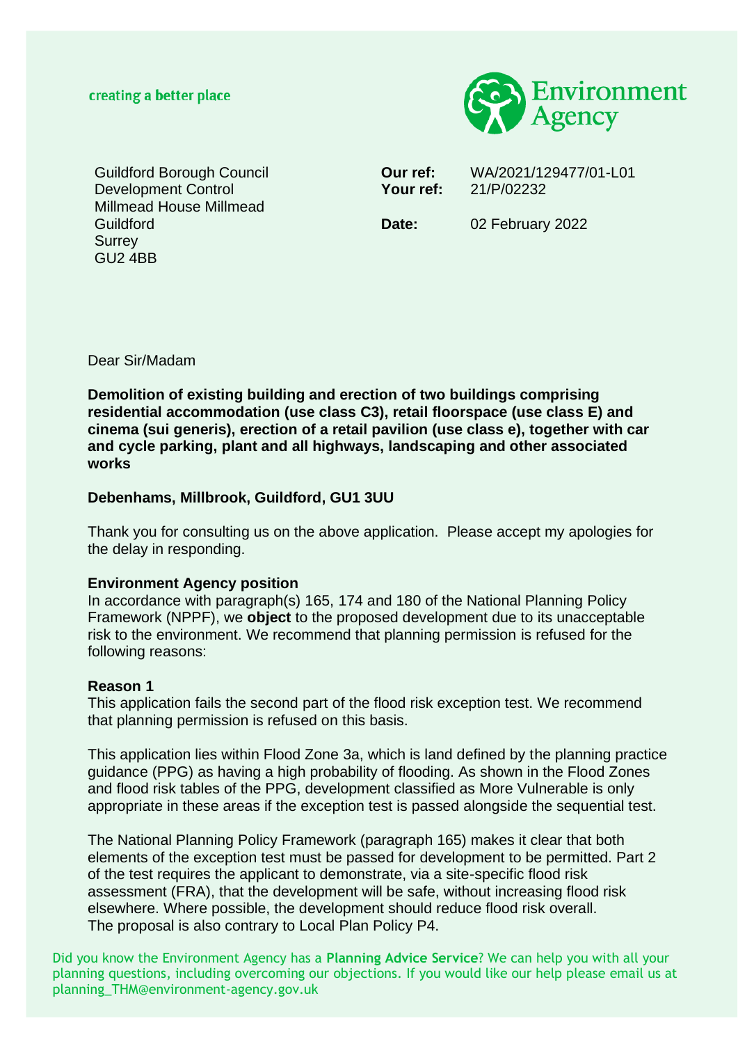creating a better place

Environment Agency

Guildford Borough Council
Development Control
Millmead House Millmead
Guildford
Surrey
GU2 4BB

**Our ref:** WA/2021/129477/01-L01
**Your ref:** 21/P/02232

**Date:** 02 February 2022

Dear Sir/Madam

**Demolition of existing building and erection of two buildings comprising residential accommodation (use class C3), retail floorspace (use class E) and cinema (sui generis), erection of a retail pavilion (use class e), together with car and cycle parking, plant and all highways, landscaping and other associated works**

**Debenhams, Millbrook, Guildford, GU1 3UU**

Thank you for consulting us on the above application. Please accept my apologies for the delay in responding.

**Environment Agency position**
In accordance with paragraph(s) 165, 174 and 180 of the National Planning Policy Framework (NPPF), we **object** to the proposed development due to its unacceptable risk to the environment. We recommend that planning permission is refused for the following reasons:

**Reason 1**
This application fails the second part of the flood risk exception test. We recommend that planning permission is refused on this basis.

This application lies within Flood Zone 3a, which is land defined by the planning practice guidance (PPG) as having a high probability of flooding. As shown in the Flood Zones and flood risk tables of the PPG, development classified as More Vulnerable is only appropriate in these areas if the exception test is passed alongside the sequential test.

The National Planning Policy Framework (paragraph 165) makes it clear that both elements of the exception test must be passed for development to be permitted. Part 2 of the test requires the applicant to demonstrate, via a site-specific flood risk assessment (FRA), that the development will be safe, without increasing flood risk elsewhere. Where possible, the development should reduce flood risk overall.
The proposal is also contrary to Local Plan Policy P4.

Did you know the Environment Agency has a **Planning Advice Service**? We can help you with all your planning questions, including overcoming our objections. If you would like our help please email us at planning_THM@environment-agency.gov.uk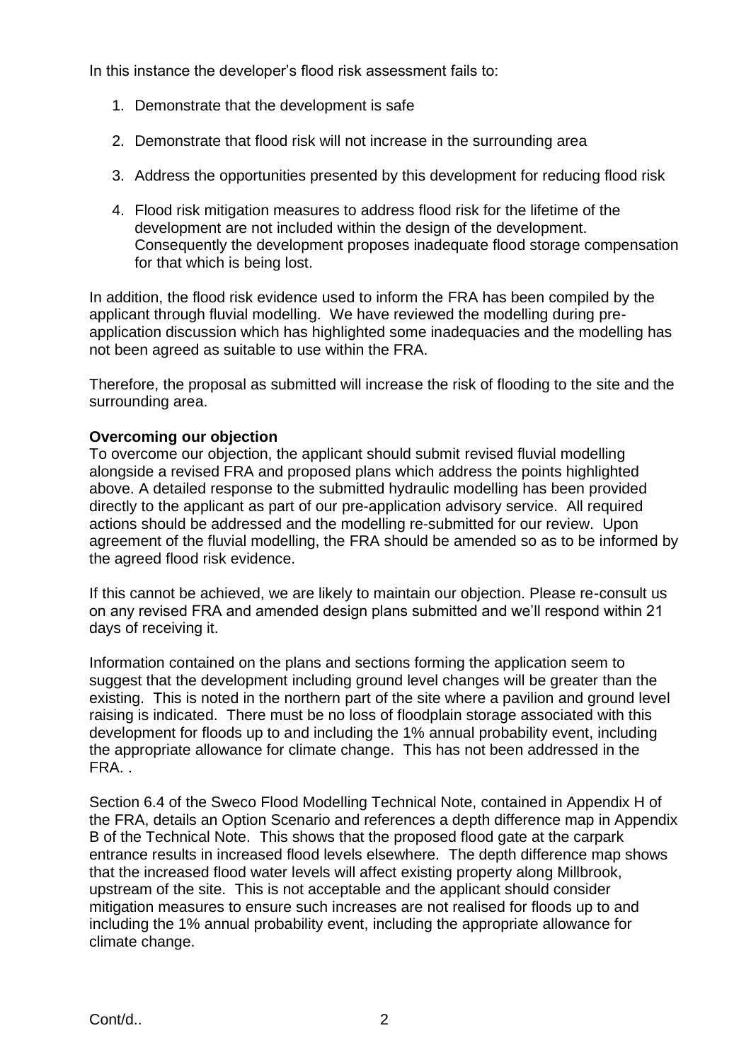In this instance the developer's flood risk assessment fails to:

1. Demonstrate that the development is safe
2. Demonstrate that flood risk will not increase in the surrounding area
3. Address the opportunities presented by this development for reducing flood risk
4. Flood risk mitigation measures to address flood risk for the lifetime of the development are not included within the design of the development. Consequently the development proposes inadequate flood storage compensation for that which is being lost.

In addition, the flood risk evidence used to inform the FRA has been compiled by the applicant through fluvial modelling. We have reviewed the modelling during pre-application discussion which has highlighted some inadequacies and the modelling has not been agreed as suitable to use within the FRA.

Therefore, the proposal as submitted will increase the risk of flooding to the site and the surrounding area.

**Overcoming our objection**

To overcome our objection, the applicant should submit revised fluvial modelling alongside a revised FRA and proposed plans which address the points highlighted above. A detailed response to the submitted hydraulic modelling has been provided directly to the applicant as part of our pre-application advisory service. All required actions should be addressed and the modelling re-submitted for our review. Upon agreement of the fluvial modelling, the FRA should be amended so as to be informed by the agreed flood risk evidence.

If this cannot be achieved, we are likely to maintain our objection. Please re-consult us on any revised FRA and amended design plans submitted and we'll respond within 21 days of receiving it.

Information contained on the plans and sections forming the application seem to suggest that the development including ground level changes will be greater than the existing. This is noted in the northern part of the site where a pavilion and ground level raising is indicated. There must be no loss of floodplain storage associated with this development for floods up to and including the 1% annual probability event, including the appropriate allowance for climate change. This has not been addressed in the FRA. .

Section 6.4 of the Sweco Flood Modelling Technical Note, contained in Appendix H of the FRA, details an Option Scenario and references a depth difference map in Appendix B of the Technical Note. This shows that the proposed flood gate at the carpark entrance results in increased flood levels elsewhere. The depth difference map shows that the increased flood water levels will affect existing property along Millbrook, upstream of the site. This is not acceptable and the applicant should consider mitigation measures to ensure such increases are not realised for floods up to and including the 1% annual probability event, including the appropriate allowance for climate change.

Cont/d..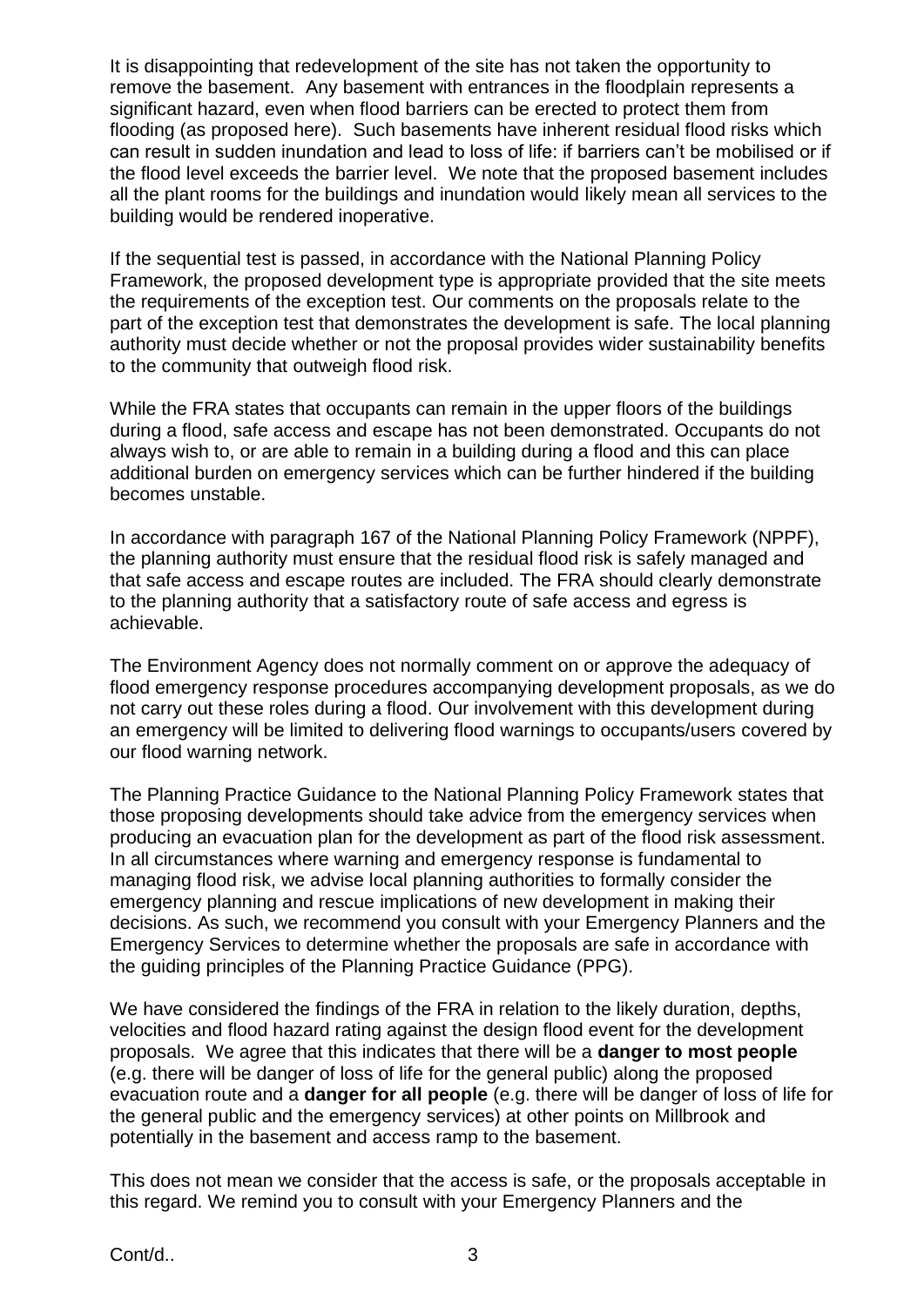It is disappointing that redevelopment of the site has not taken the opportunity to remove the basement. Any basement with entrances in the floodplain represents a significant hazard, even when flood barriers can be erected to protect them from flooding (as proposed here). Such basements have inherent residual flood risks which can result in sudden inundation and lead to loss of life: if barriers can't be mobilised or if the flood level exceeds the barrier level. We note that the proposed basement includes all the plant rooms for the buildings and inundation would likely mean all services to the building would be rendered inoperative.

If the sequential test is passed, in accordance with the National Planning Policy Framework, the proposed development type is appropriate provided that the site meets the requirements of the exception test. Our comments on the proposals relate to the part of the exception test that demonstrates the development is safe. The local planning authority must decide whether or not the proposal provides wider sustainability benefits to the community that outweigh flood risk.

While the FRA states that occupants can remain in the upper floors of the buildings during a flood, safe access and escape has not been demonstrated. Occupants do not always wish to, or are able to remain in a building during a flood and this can place additional burden on emergency services which can be further hindered if the building becomes unstable.

In accordance with paragraph 167 of the National Planning Policy Framework (NPPF), the planning authority must ensure that the residual flood risk is safely managed and that safe access and escape routes are included. The FRA should clearly demonstrate to the planning authority that a satisfactory route of safe access and egress is achievable.

The Environment Agency does not normally comment on or approve the adequacy of flood emergency response procedures accompanying development proposals, as we do not carry out these roles during a flood. Our involvement with this development during an emergency will be limited to delivering flood warnings to occupants/users covered by our flood warning network.

The Planning Practice Guidance to the National Planning Policy Framework states that those proposing developments should take advice from the emergency services when producing an evacuation plan for the development as part of the flood risk assessment. In all circumstances where warning and emergency response is fundamental to managing flood risk, we advise local planning authorities to formally consider the emergency planning and rescue implications of new development in making their decisions. As such, we recommend you consult with your Emergency Planners and the Emergency Services to determine whether the proposals are safe in accordance with the guiding principles of the Planning Practice Guidance (PPG).

We have considered the findings of the FRA in relation to the likely duration, depths, velocities and flood hazard rating against the design flood event for the development proposals. We agree that this indicates that there will be a **danger to most people** (e.g. there will be danger of loss of life for the general public) along the proposed evacuation route and a **danger for all people** (e.g. there will be danger of loss of life for the general public and the emergency services) at other points on Millbrook and potentially in the basement and access ramp to the basement.

This does not mean we consider that the access is safe, or the proposals acceptable in this regard. We remind you to consult with your Emergency Planners and the

Cont/d..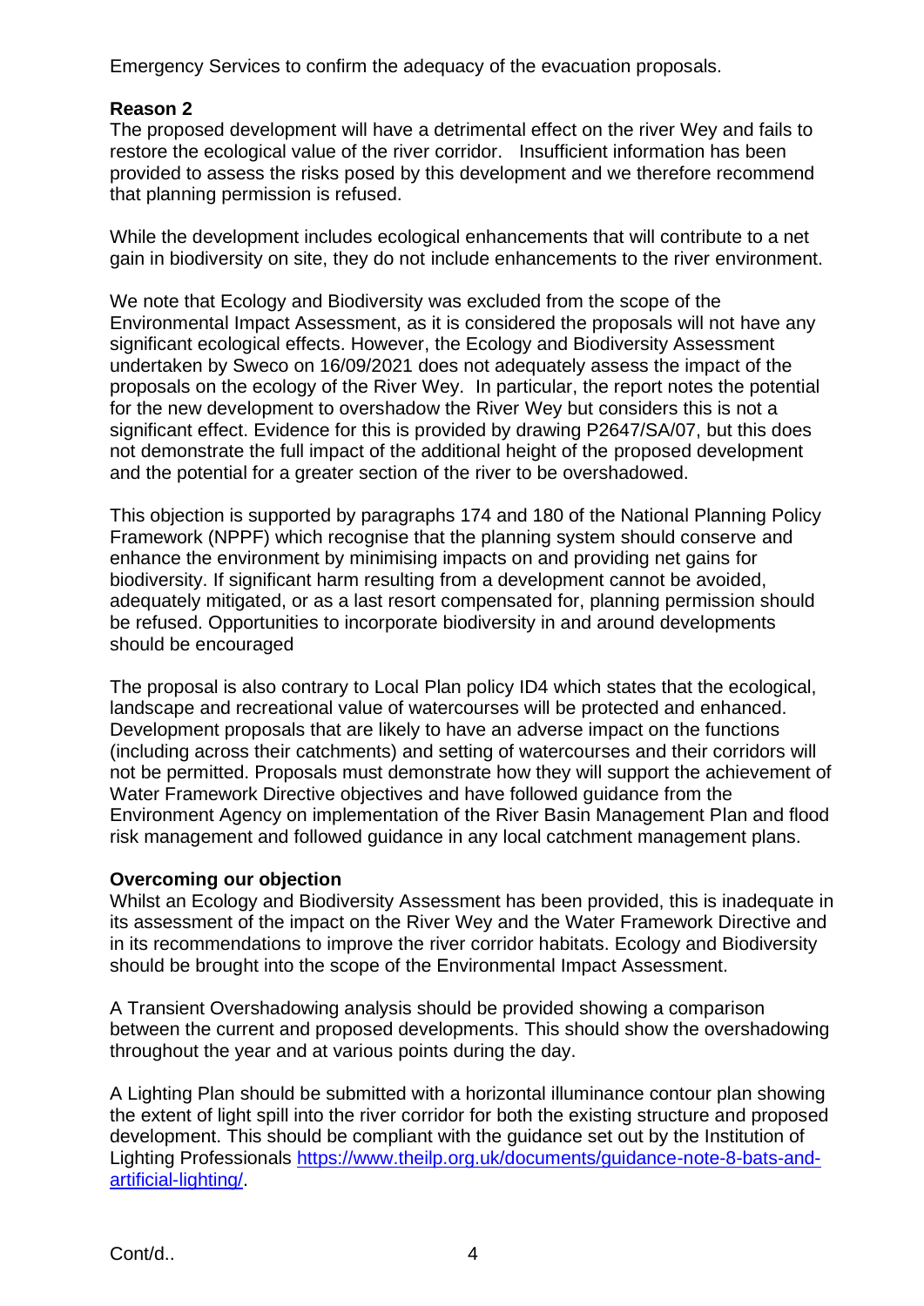Emergency Services to confirm the adequacy of the evacuation proposals.

**Reason 2**

The proposed development will have a detrimental effect on the river Wey and fails to restore the ecological value of the river corridor. Insufficient information has been provided to assess the risks posed by this development and we therefore recommend that planning permission is refused.

While the development includes ecological enhancements that will contribute to a net gain in biodiversity on site, they do not include enhancements to the river environment.

We note that Ecology and Biodiversity was excluded from the scope of the Environmental Impact Assessment, as it is considered the proposals will not have any significant ecological effects. However, the Ecology and Biodiversity Assessment undertaken by Sweco on 16/09/2021 does not adequately assess the impact of the proposals on the ecology of the River Wey. In particular, the report notes the potential for the new development to overshadow the River Wey but considers this is not a significant effect. Evidence for this is provided by drawing P2647/SA/07, but this does not demonstrate the full impact of the additional height of the proposed development and the potential for a greater section of the river to be overshadowed.

This objection is supported by paragraphs 174 and 180 of the National Planning Policy Framework (NPPF) which recognise that the planning system should conserve and enhance the environment by minimising impacts on and providing net gains for biodiversity. If significant harm resulting from a development cannot be avoided, adequately mitigated, or as a last resort compensated for, planning permission should be refused. Opportunities to incorporate biodiversity in and around developments should be encouraged

The proposal is also contrary to Local Plan policy ID4 which states that the ecological, landscape and recreational value of watercourses will be protected and enhanced. Development proposals that are likely to have an adverse impact on the functions (including across their catchments) and setting of watercourses and their corridors will not be permitted. Proposals must demonstrate how they will support the achievement of Water Framework Directive objectives and have followed guidance from the Environment Agency on implementation of the River Basin Management Plan and flood risk management and followed guidance in any local catchment management plans.

**Overcoming our objection**

Whilst an Ecology and Biodiversity Assessment has been provided, this is inadequate in its assessment of the impact on the River Wey and the Water Framework Directive and in its recommendations to improve the river corridor habitats. Ecology and Biodiversity should be brought into the scope of the Environmental Impact Assessment.

A Transient Overshadowing analysis should be provided showing a comparison between the current and proposed developments. This should show the overshadowing throughout the year and at various points during the day.

A Lighting Plan should be submitted with a horizontal illuminance contour plan showing the extent of light spill into the river corridor for both the existing structure and proposed development. This should be compliant with the guidance set out by the Institution of Lighting Professionals [https://www.theilp.org.uk/documents/guidance-note-8-bats-and-artificial-lighting/](https://www.theilp.org.uk/documents/guidance-note-8-bats-and-artificial-lighting/).

Cont/d..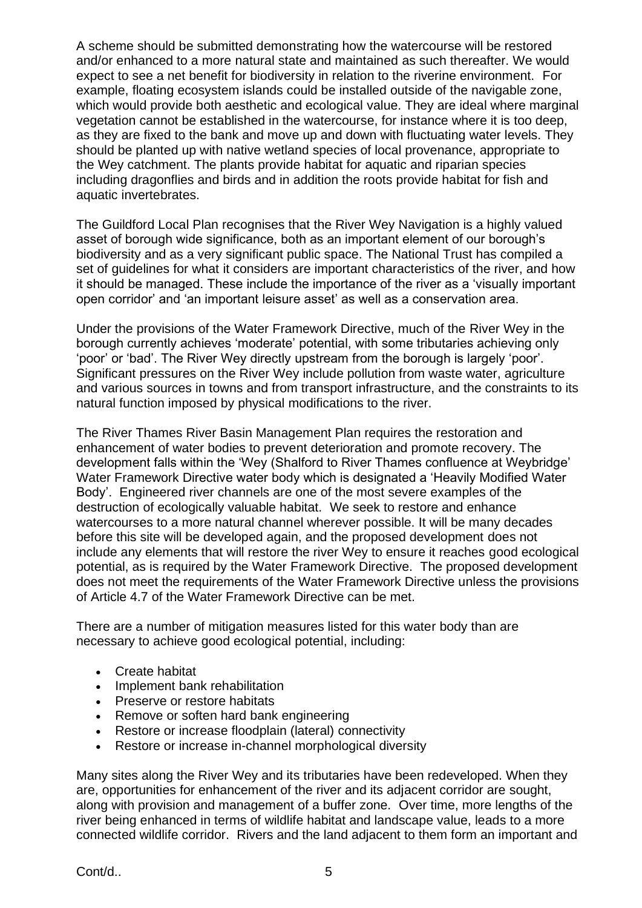A scheme should be submitted demonstrating how the watercourse will be restored and/or enhanced to a more natural state and maintained as such thereafter. We would expect to see a net benefit for biodiversity in relation to the riverine environment. For example, floating ecosystem islands could be installed outside of the navigable zone, which would provide both aesthetic and ecological value. They are ideal where marginal vegetation cannot be established in the watercourse, for instance where it is too deep, as they are fixed to the bank and move up and down with fluctuating water levels. They should be planted up with native wetland species of local provenance, appropriate to the Wey catchment. The plants provide habitat for aquatic and riparian species including dragonflies and birds and in addition the roots provide habitat for fish and aquatic invertebrates.

The Guildford Local Plan recognises that the River Wey Navigation is a highly valued asset of borough wide significance, both as an important element of our borough's biodiversity and as a very significant public space. The National Trust has compiled a set of guidelines for what it considers are important characteristics of the river, and how it should be managed. These include the importance of the river as a 'visually important open corridor' and 'an important leisure asset' as well as a conservation area.

Under the provisions of the Water Framework Directive, much of the River Wey in the borough currently achieves 'moderate' potential, with some tributaries achieving only 'poor' or 'bad'. The River Wey directly upstream from the borough is largely 'poor'. Significant pressures on the River Wey include pollution from waste water, agriculture and various sources in towns and from transport infrastructure, and the constraints to its natural function imposed by physical modifications to the river.

The River Thames River Basin Management Plan requires the restoration and enhancement of water bodies to prevent deterioration and promote recovery. The development falls within the 'Wey (Shalford to River Thames confluence at Weybridge' Water Framework Directive water body which is designated a 'Heavily Modified Water Body'. Engineered river channels are one of the most severe examples of the destruction of ecologically valuable habitat. We seek to restore and enhance watercourses to a more natural channel wherever possible. It will be many decades before this site will be developed again, and the proposed development does not include any elements that will restore the river Wey to ensure it reaches good ecological potential, as is required by the Water Framework Directive. The proposed development does not meet the requirements of the Water Framework Directive unless the provisions of Article 4.7 of the Water Framework Directive can be met.

There are a number of mitigation measures listed for this water body than are necessary to achieve good ecological potential, including:

- Create habitat
- Implement bank rehabilitation
- Preserve or restore habitats
- Remove or soften hard bank engineering
- Restore or increase floodplain (lateral) connectivity
- Restore or increase in-channel morphological diversity

Many sites along the River Wey and its tributaries have been redeveloped. When they are, opportunities for enhancement of the river and its adjacent corridor are sought, along with provision and management of a buffer zone. Over time, more lengths of the river being enhanced in terms of wildlife habitat and landscape value, leads to a more connected wildlife corridor. Rivers and the land adjacent to them form an important and

Cont/d..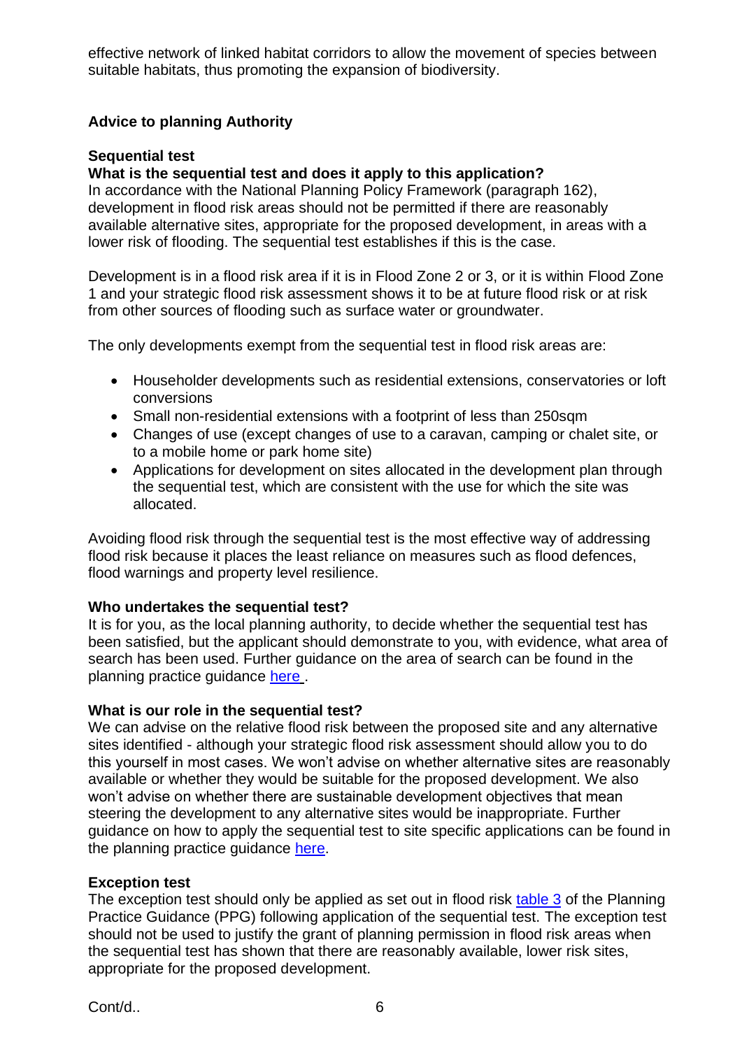effective network of linked habitat corridors to allow the movement of species between suitable habitats, thus promoting the expansion of biodiversity.

**Advice to planning Authority**

**Sequential test**

**What is the sequential test and does it apply to this application?**

In accordance with the National Planning Policy Framework (paragraph 162), development in flood risk areas should not be permitted if there are reasonably available alternative sites, appropriate for the proposed development, in areas with a lower risk of flooding. The sequential test establishes if this is the case.

Development is in a flood risk area if it is in Flood Zone 2 or 3, or it is within Flood Zone 1 and your strategic flood risk assessment shows it to be at future flood risk or at risk from other sources of flooding such as surface water or groundwater.

The only developments exempt from the sequential test in flood risk areas are:

- Householder developments such as residential extensions, conservatories or loft conversions
- Small non-residential extensions with a footprint of less than 250sqm
- Changes of use (except changes of use to a caravan, camping or chalet site, or to a mobile home or park home site)
- Applications for development on sites allocated in the development plan through the sequential test, which are consistent with the use for which the site was allocated.

Avoiding flood risk through the sequential test is the most effective way of addressing flood risk because it places the least reliance on measures such as flood defences, flood warnings and property level resilience.

**Who undertakes the sequential test?**

It is for you, as the local planning authority, to decide whether the sequential test has been satisfied, but the applicant should demonstrate to you, with evidence, what area of search has been used. Further guidance on the area of search can be found in the planning practice guidance here .

**What is our role in the sequential test?**

We can advise on the relative flood risk between the proposed site and any alternative sites identified - although your strategic flood risk assessment should allow you to do this yourself in most cases. We won't advise on whether alternative sites are reasonably available or whether they would be suitable for the proposed development. We also won't advise on whether there are sustainable development objectives that mean steering the development to any alternative sites would be inappropriate. Further guidance on how to apply the sequential test to site specific applications can be found in the planning practice guidance here.

**Exception test**

The exception test should only be applied as set out in flood risk table 3 of the Planning Practice Guidance (PPG) following application of the sequential test. The exception test should not be used to justify the grant of planning permission in flood risk areas when the sequential test has shown that there are reasonably available, lower risk sites, appropriate for the proposed development.

Cont/d..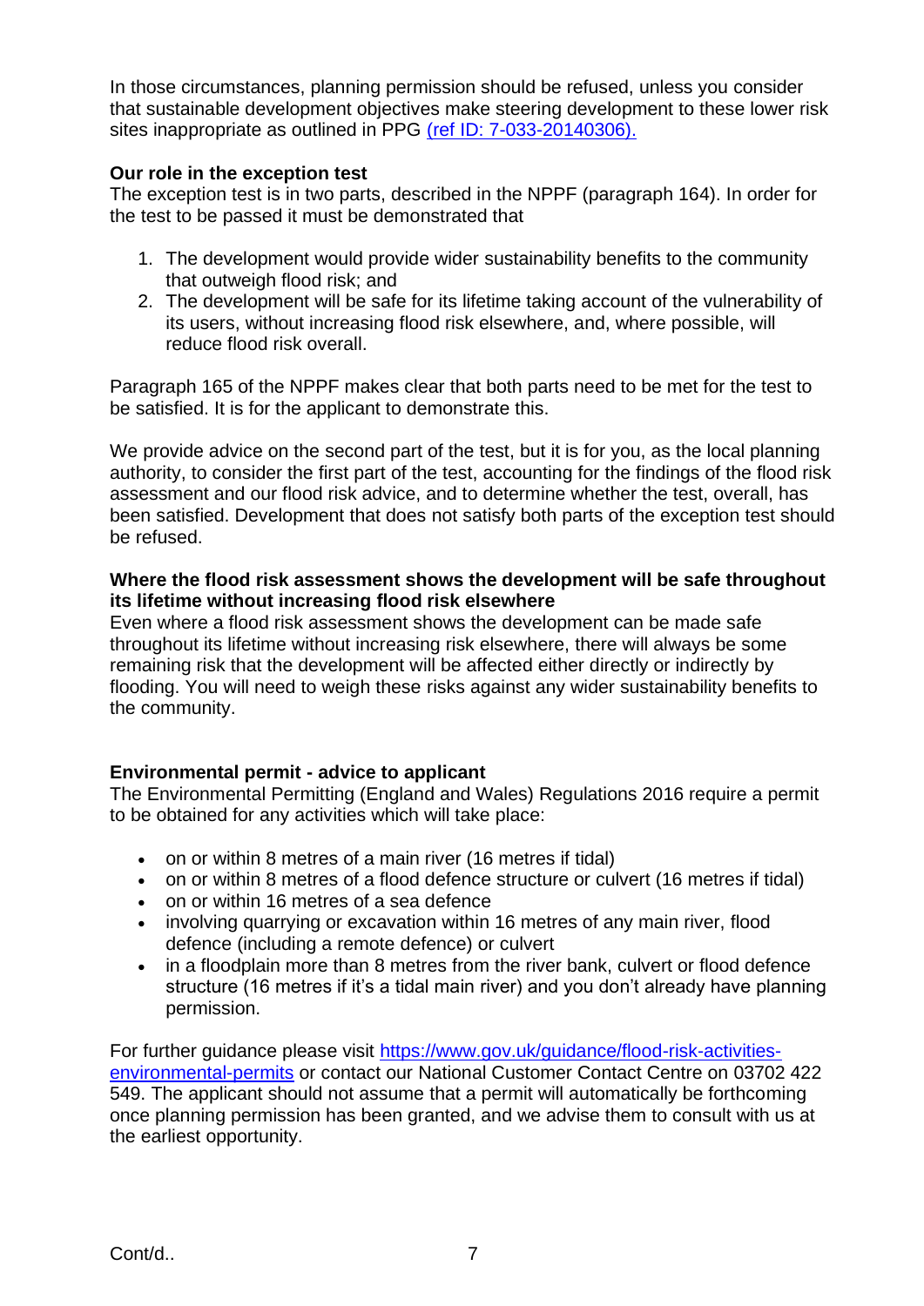In those circumstances, planning permission should be refused, unless you consider that sustainable development objectives make steering development to these lower risk sites inappropriate as outlined in PPG [(ref ID: 7-033-20140306).](#)

**Our role in the exception test**
The exception test is in two parts, described in the NPPF (paragraph 164). In order for the test to be passed it must be demonstrated that

1. The development would provide wider sustainability benefits to the community that outweigh flood risk; and
2. The development will be safe for its lifetime taking account of the vulnerability of its users, without increasing flood risk elsewhere, and, where possible, will reduce flood risk overall.

Paragraph 165 of the NPPF makes clear that both parts need to be met for the test to be satisfied. It is for the applicant to demonstrate this.

We provide advice on the second part of the test, but it is for you, as the local planning authority, to consider the first part of the test, accounting for the findings of the flood risk assessment and our flood risk advice, and to determine whether the test, overall, has been satisfied. Development that does not satisfy both parts of the exception test should be refused.

**Where the flood risk assessment shows the development will be safe throughout its lifetime without increasing flood risk elsewhere**
Even where a flood risk assessment shows the development can be made safe throughout its lifetime without increasing risk elsewhere, there will always be some remaining risk that the development will be affected either directly or indirectly by flooding. You will need to weigh these risks against any wider sustainability benefits to the community.

**Environmental permit - advice to applicant**
The Environmental Permitting (England and Wales) Regulations 2016 require a permit to be obtained for any activities which will take place:

- on or within 8 metres of a main river (16 metres if tidal)
- on or within 8 metres of a flood defence structure or culvert (16 metres if tidal)
- on or within 16 metres of a sea defence
- involving quarrying or excavation within 16 metres of any main river, flood defence (including a remote defence) or culvert
- in a floodplain more than 8 metres from the river bank, culvert or flood defence structure (16 metres if it's a tidal main river) and you don't already have planning permission.

For further guidance please visit https://www.gov.uk/guidance/flood-risk-activities-environmental-permits or contact our National Customer Contact Centre on 03702 422 549. The applicant should not assume that a permit will automatically be forthcoming once planning permission has been granted, and we advise them to consult with us at the earliest opportunity.

Cont/d..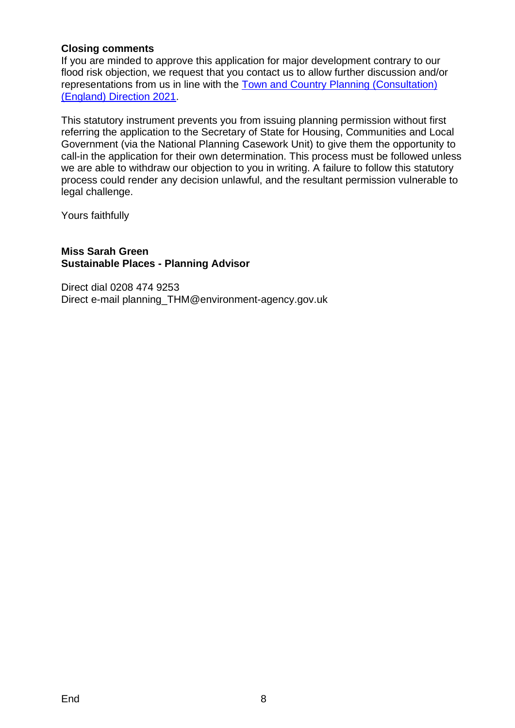**Closing comments**

If you are minded to approve this application for major development contrary to our flood risk objection, we request that you contact us to allow further discussion and/or representations from us in line with the [Town and Country Planning (Consultation) (England) Direction 2021](#).

This statutory instrument prevents you from issuing planning permission without first referring the application to the Secretary of State for Housing, Communities and Local Government (via the National Planning Casework Unit) to give them the opportunity to call-in the application for their own determination. This process must be followed unless we are able to withdraw our objection to you in writing. A failure to follow this statutory process could render any decision unlawful, and the resultant permission vulnerable to legal challenge.

Yours faithfully

**Miss Sarah Green**
**Sustainable Places - Planning Advisor**

Direct dial 0208 474 9253
Direct e-mail planning_THM@environment-agency.gov.uk

End